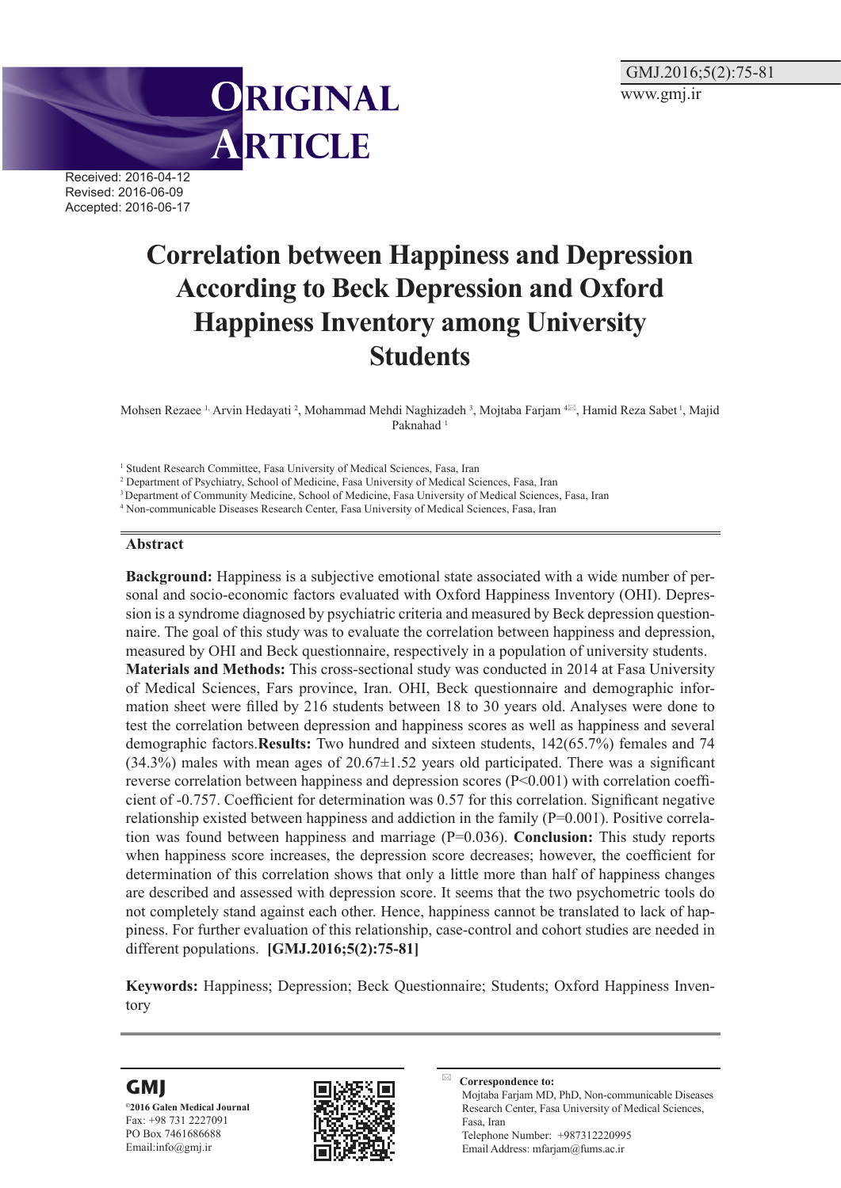ORIGINAL ARTICLE

Received: 2016-04-12
Revised: 2016-06-09
Accepted: 2016-06-17

# Correlation between Happiness and Depression According to Beck Depression and Oxford Happiness Inventory among University Students

Mohsen Rezaee [1], Arvin Hedayati [2], Mohammad Mehdi Naghizadeh [3], Mojtaba Farjam [4], Hamid Reza Sabet [1], Majid Paknahad [1]

[1] Student Research Committee, Fasa University of Medical Sciences, Fasa, Iran
[2] Department of Psychiatry, School of Medicine, Fasa University of Medical Sciences, Fasa, Iran
[3] Department of Community Medicine, School of Medicine, Fasa University of Medical Sciences, Fasa, Iran
[4] Non-communicable Diseases Research Center, Fasa University of Medical Sciences, Fasa, Iran

## Abstract

**Background:** Happiness is a subjective emotional state associated with a wide number of personal and socio-economic factors evaluated with Oxford Happiness Inventory (OHI). Depression is a syndrome diagnosed by psychiatric criteria and measured by Beck depression questionnaire. The goal of this study was to evaluate the correlation between happiness and depression, measured by OHI and Beck questionnaire, respectively in a population of university students. **Materials and Methods:** This cross-sectional study was conducted in 2014 at Fasa University of Medical Sciences, Fars province, Iran. OHI, Beck questionnaire and demographic information sheet were filled by 216 students between 18 to 30 years old. Analyses were done to test the correlation between depression and happiness scores as well as happiness and several demographic factors. **Results:** Two hundred and sixteen students, 142(65.7%) females and 74 (34.3%) males with mean ages of 20.67±1.52 years old participated. There was a significant reverse correlation between happiness and depression scores ($P<0.001$) with correlation coefficient of -0.757. Coefficient for determination was 0.57 for this correlation. Significant negative relationship existed between happiness and addiction in the family ($P=0.001$). Positive correlation was found between happiness and marriage ($P=0.036$). **Conclusion:** This study reports when happiness score increases, the depression score decreases; however, the coefficient for determination of this correlation shows that only a little more than half of happiness changes are described and assessed with depression score. It seems that the two psychometric tools do not completely stand against each other. Hence, happiness cannot be translated to lack of happiness. For further evaluation of this relationship, case-control and cohort studies are needed in different populations. **[GMJ.2016;5(2):75-81]**

**Keywords:** Happiness; Depression; Beck Questionnaire; Students; Oxford Happiness Inventory

**GMJ**
©2016 Galen Medical Journal
Fax: +98 731 2227091
PO Box 7461686688
Email:info@gmj.ir

**Correspondence to:**
Mojtaba Farjam MD, PhD, Non-communicable Diseases Research Center, Fasa University of Medical Sciences, Fasa, Iran
Telephone Number: +987312220995
Email Address: mfarjam@fums.ac.ir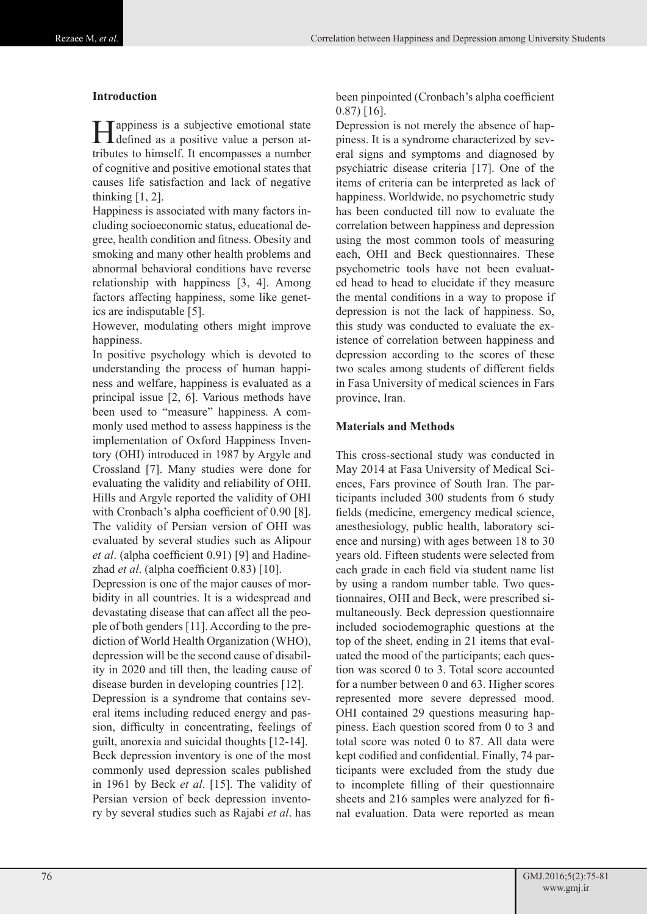## Introduction

Happiness is a subjective emotional state defined as a positive value a person attributes to himself. It encompasses a number of cognitive and positive emotional states that causes life satisfaction and lack of negative thinking [1, 2].

Happiness is associated with many factors including socioeconomic status, educational degree, health condition and fitness. Obesity and smoking and many other health problems and abnormal behavioral conditions have reverse relationship with happiness [3, 4]. Among factors affecting happiness, some like genetics are indisputable [5].

However, modulating others might improve happiness.

In positive psychology which is devoted to understanding the process of human happiness and welfare, happiness is evaluated as a principal issue [2, 6]. Various methods have been used to "measure" happiness. A commonly used method to assess happiness is the implementation of Oxford Happiness Inventory (OHI) introduced in 1987 by Argyle and Crossland [7]. Many studies were done for evaluating the validity and reliability of OHI. Hills and Argyle reported the validity of OHI with Cronbach's alpha coefficient of 0.90 [8]. The validity of Persian version of OHI was evaluated by several studies such as Alipour *et al*. (alpha coefficient 0.91) [9] and Hadinezhad *et al*. (alpha coefficient 0.83) [10].

Depression is one of the major causes of morbidity in all countries. It is a widespread and devastating disease that can affect all the people of both genders [11]. According to the prediction of World Health Organization (WHO), depression will be the second cause of disability in 2020 and till then, the leading cause of disease burden in developing countries [12].

Depression is a syndrome that contains several items including reduced energy and passion, difficulty in concentrating, feelings of guilt, anorexia and suicidal thoughts [12-14].

Beck depression inventory is one of the most commonly used depression scales published in 1961 by Beck *et al*. [15]. The validity of Persian version of beck depression inventory by several studies such as Rajabi *et al*. has been pinpointed (Cronbach's alpha coefficient 0.87) [16].

Depression is not merely the absence of happiness. It is a syndrome characterized by several signs and symptoms and diagnosed by psychiatric disease criteria [17]. One of the items of criteria can be interpreted as lack of happiness. Worldwide, no psychometric study has been conducted till now to evaluate the correlation between happiness and depression using the most common tools of measuring each, OHI and Beck questionnaires. These psychometric tools have not been evaluated head to head to elucidate if they measure the mental conditions in a way to propose if depression is not the lack of happiness. So, this study was conducted to evaluate the existence of correlation between happiness and depression according to the scores of these two scales among students of different fields in Fasa University of medical sciences in Fars province, Iran.

## Materials and Methods

This cross-sectional study was conducted in May 2014 at Fasa University of Medical Sciences, Fars province of South Iran. The participants included 300 students from 6 study fields (medicine, emergency medical science, anesthesiology, public health, laboratory science and nursing) with ages between 18 to 30 years old. Fifteen students were selected from each grade in each field via student name list by using a random number table. Two questionnaires, OHI and Beck, were prescribed simultaneously. Beck depression questionnaire included sociodemographic questions at the top of the sheet, ending in 21 items that evaluated the mood of the participants; each question was scored 0 to 3. Total score accounted for a number between 0 and 63. Higher scores represented more severe depressed mood. OHI contained 29 questions measuring happiness. Each question scored from 0 to 3 and total score was noted 0 to 87. All data were kept codified and confidential. Finally, 74 participants were excluded from the study due to incomplete filling of their questionnaire sheets and 216 samples were analyzed for final evaluation. Data were reported as mean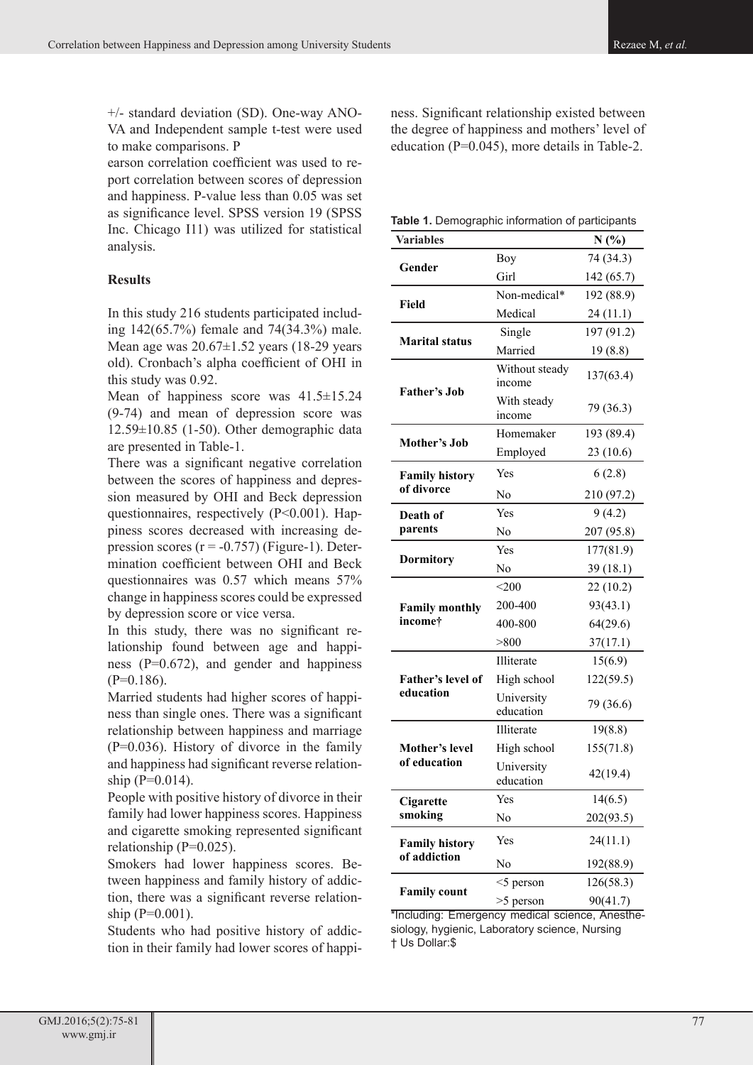+/- standard deviation (SD). One-way ANOVA and Independent sample t-test were used to make comparisons. Pearson correlation coefficient was used to report correlation between scores of depression and happiness. P-value less than 0.05 was set as significance level. SPSS version 19 (SPSS Inc. Chicago I11) was utilized for statistical analysis.

**Results**

In this study 216 students participated including 142(65.7%) female and 74(34.3%) male. Mean age was 20.67±1.52 years (18-29 years old). Cronbach's alpha coefficient of OHI in this study was 0.92.

Mean of happiness score was 41.5±15.24 (9-74) and mean of depression score was 12.59±10.85 (1-50). Other demographic data are presented in Table-1.

There was a significant negative correlation between the scores of happiness and depression measured by OHI and Beck depression questionnaires, respectively ($P<0.001$). Happiness scores decreased with increasing depression scores ($r = -0.757$) (Figure-1). Determination coefficient between OHI and Beck questionnaires was 0.57 which means 57% change in happiness scores could be expressed by depression score or vice versa.

In this study, there was no significant relationship found between age and happiness ($P=0.672$), and gender and happiness ($P=0.186$).

Married students had higher scores of happiness than single ones. There was a significant relationship between happiness and marriage ($P=0.036$). History of divorce in the family and happiness had significant reverse relationship ($P=0.014$).

People with positive history of divorce in their family had lower happiness scores. Happiness and cigarette smoking represented significant relationship ($P=0.025$).

Smokers had lower happiness scores. Between happiness and family history of addiction, there was a significant reverse relationship ($P=0.001$).

Students who had positive history of addiction in their family had lower scores of happiness. Significant relationship existed between the degree of happiness and mothers' level of education ($P=0.045$), more details in Table-2.

**Table 1.** Demographic information of participants

| Variables | | N (%) |
|---|---|---|
| Gender | Boy | 74 (34.3) |
| | Girl | 142 (65.7) |
| Field | Non-medical* | 192 (88.9) |
| | Medical | 24 (11.1) |
| Marital status | Single | 197 (91.2) |
| | Married | 19 (8.8) |
| Father's Job | Without steady income | 137(63.4) |
| | With steady income | 79 (36.3) |
| Mother's Job | Homemaker | 193 (89.4) |
| | Employed | 23 (10.6) |
| Family history of divorce | Yes | 6 (2.8) |
| | No | 210 (97.2) |
| Death of parents | Yes | 9 (4.2) |
| | No | 207 (95.8) |
| Dormitory | Yes | 177(81.9) |
| | No | 39 (18.1) |
| Family monthly income† | <200 | 22 (10.2) |
| | 200-400 | 93(43.1) |
| | 400-800 | 64(29.6) |
| | >800 | 37(17.1) |
| Father's level of education | Illiterate | 15(6.9) |
| | High school | 122(59.5) |
| | University education | 79 (36.6) |
| Mother's level of education | Illiterate | 19(8.8) |
| | High school | 155(71.8) |
| | University education | 42(19.4) |
| Cigarette smoking | Yes | 14(6.5) |
| | No | 202(93.5) |
| Family history of addiction | Yes | 24(11.1) |
| | No | 192(88.9) |
| Family count | <5 person | 126(58.3) |
| | >5 person | 90(41.7) |

*Including: Emergency medical science, Anesthesiology, hygienic, Laboratory science, Nursing
† Us Dollar:$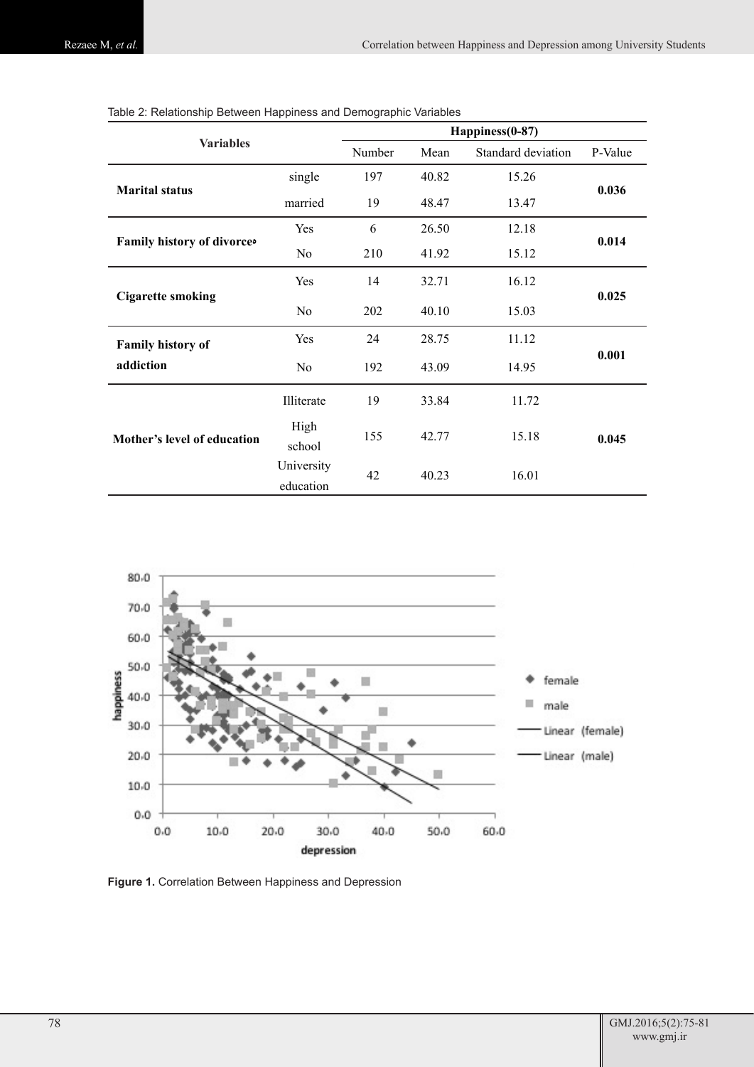Table 2: Relationship Between Happiness and Demographic Variables

| Variables | | Happiness(0-87) | | | |
|---|---|---|---|---|---|
| | | Number | Mean | Standard deviation | P-Value |
| **Marital status** | single | 197 | 40.82 | 15.26 | **0.036** |
| | married | 19 | 48.47 | 13.47 | |
| **Family history of divorce** | Yes | 6 | 26.50 | 12.18 | **0.014** |
| | No | 210 | 41.92 | 15.12 | |
| **Cigarette smoking** | Yes | 14 | 32.71 | 16.12 | **0.025** |
| | No | 202 | 40.10 | 15.03 | |
| **Family history of addiction** | Yes | 24 | 28.75 | 11.12 | **0.001** |
| | No | 192 | 43.09 | 14.95 | |
| **Mother's level of education** | Illiterate | 19 | 33.84 | 11.72 | **0.045** |
| | High school | 155 | 42.77 | 15.18 | |
| | University education | 42 | 40.23 | 16.01 | |

**Figure 1.** Correlation Between Happiness and Depression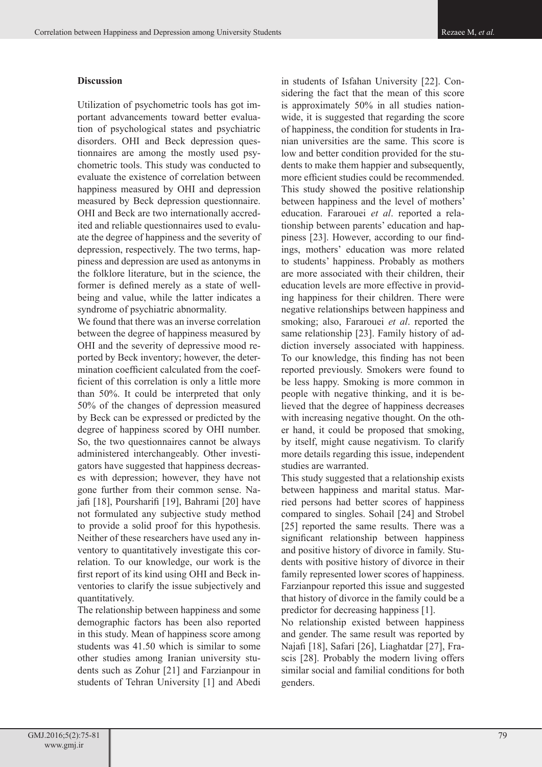### Discussion

Utilization of psychometric tools has got important advancements toward better evaluation of psychological states and psychiatric disorders. OHI and Beck depression questionnaires are among the mostly used psychometric tools. This study was conducted to evaluate the existence of correlation between happiness measured by OHI and depression measured by Beck depression questionnaire. OHI and Beck are two internationally accredited and reliable questionnaires used to evaluate the degree of happiness and the severity of depression, respectively. The two terms, happiness and depression are used as antonyms in the folklore literature, but in the science, the former is defined merely as a state of well-being and value, while the latter indicates a syndrome of psychiatric abnormality.

We found that there was an inverse correlation between the degree of happiness measured by OHI and the severity of depressive mood reported by Beck inventory; however, the determination coefficient calculated from the coefficient of this correlation is only a little more than 50%. It could be interpreted that only 50% of the changes of depression measured by Beck can be expressed or predicted by the degree of happiness scored by OHI number. So, the two questionnaires cannot be always administered interchangeably. Other investigators have suggested that happiness decreases with depression; however, they have not gone further from their common sense. Najafi [18], Poursharifi [19], Bahrami [20] have not formulated any subjective study method to provide a solid proof for this hypothesis. Neither of these researchers have used any inventory to quantitatively investigate this correlation. To our knowledge, our work is the first report of its kind using OHI and Beck inventories to clarify the issue subjectively and quantitatively.

The relationship between happiness and some demographic factors has been also reported in this study. Mean of happiness score among students was 41.50 which is similar to some other studies among Iranian university students such as Zohur [21] and Farzianpour in students of Tehran University [1] and Abedi in students of Isfahan University [22]. Considering the fact that the mean of this score is approximately 50% in all studies nationwide, it is suggested that regarding the score of happiness, the condition for students in Iranian universities are the same. This score is low and better condition provided for the students to make them happier and subsequently, more efficient studies could be recommended. This study showed the positive relationship between happiness and the level of mothers' education. Fararouei *et al*. reported a relationship between parents' education and happiness [23]. However, according to our findings, mothers' education was more related to students' happiness. Probably as mothers are more associated with their children, their education levels are more effective in providing happiness for their children. There were negative relationships between happiness and smoking; also, Fararouei *et al*. reported the same relationship [23]. Family history of addiction inversely associated with happiness. To our knowledge, this finding has not been reported previously. Smokers were found to be less happy. Smoking is more common in people with negative thinking, and it is believed that the degree of happiness decreases with increasing negative thought. On the other hand, it could be proposed that smoking, by itself, might cause negativism. To clarify more details regarding this issue, independent studies are warranted.

This study suggested that a relationship exists between happiness and marital status. Married persons had better scores of happiness compared to singles. Sohail [24] and Strobel [25] reported the same results. There was a significant relationship between happiness and positive history of divorce in family. Students with positive history of divorce in their family represented lower scores of happiness. Farzianpour reported this issue and suggested that history of divorce in the family could be a predictor for decreasing happiness [1].

No relationship existed between happiness and gender. The same result was reported by Najafi [18], Safari [26], Liaghatdar [27], Frascis [28]. Probably the modern living offers similar social and familial conditions for both genders.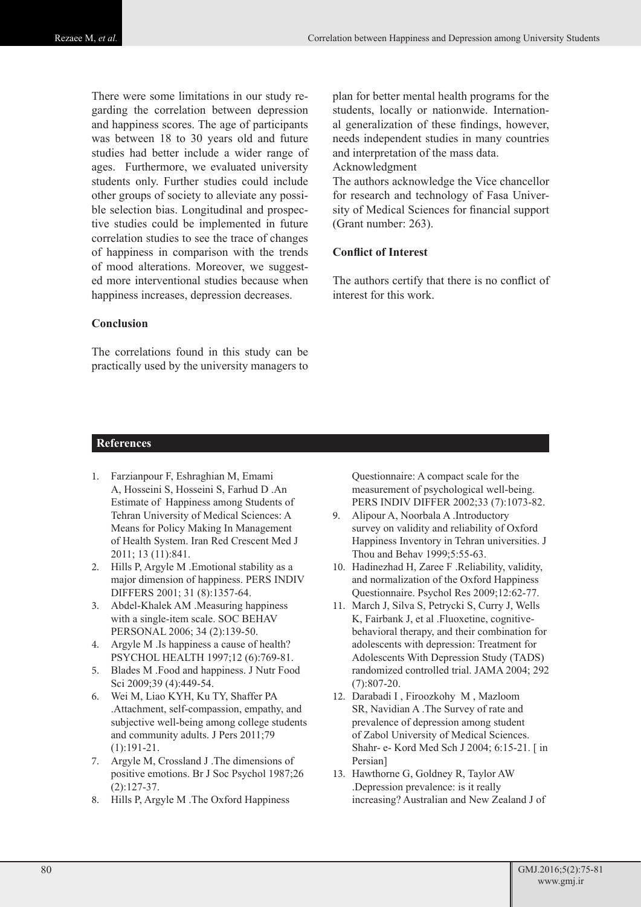There were some limitations in our study regarding the correlation between depression and happiness scores. The age of participants was between 18 to 30 years old and future studies had better include a wider range of ages. Furthermore, we evaluated university students only. Further studies could include other groups of society to alleviate any possible selection bias. Longitudinal and prospective studies could be implemented in future correlation studies to see the trace of changes of happiness in comparison with the trends of mood alterations. Moreover, we suggested more interventional studies because when happiness increases, depression decreases.

## Conclusion

The correlations found in this study can be practically used by the university managers to plan for better mental health programs for the students, locally or nationwide. International generalization of these findings, however, needs independent studies in many countries and interpretation of the mass data.

Acknowledgment

The authors acknowledge the Vice chancellor for research and technology of Fasa University of Medical Sciences for financial support (Grant number: 263).

## Conflict of Interest

The authors certify that there is no conflict of interest for this work.

## References

1. Farzianpour F, Eshraghian M, Emami A, Hosseini S, Hosseini S, Farhud D .An Estimate of Happiness among Students of Tehran University of Medical Sciences: A Means for Policy Making In Management of Health System. Iran Red Crescent Med J 2011; 13 (11):841.
2. Hills P, Argyle M .Emotional stability as a major dimension of happiness. PERS INDIV DIFFERS 2001; 31 (8):1357-64.
3. Abdel-Khalek AM .Measuring happiness with a single-item scale. SOC BEHAV PERSONAL 2006; 34 (2):139-50.
4. Argyle M .Is happiness a cause of health? PSYCHOL HEALTH 1997;12 (6):769-81.
5. Blades M .Food and happiness. J Nutr Food Sci 2009;39 (4):449-54.
6. Wei M, Liao KYH, Ku TY, Shaffer PA .Attachment, self-compassion, empathy, and subjective well-being among college students and community adults. J Pers 2011;79 (1):191-21.
7. Argyle M, Crossland J .The dimensions of positive emotions. Br J Soc Psychol 1987;26 (2):127-37.
8. Hills P, Argyle M .The Oxford Happiness Questionnaire: A compact scale for the measurement of psychological well-being. PERS INDIV DIFFER 2002;33 (7):1073-82.
9. Alipour A, Noorbala A .Introductory survey on validity and reliability of Oxford Happiness Inventory in Tehran universities. J Thou and Behav 1999;5:55-63.
10. Hadinezhad H, Zaree F .Reliability, validity, and normalization of the Oxford Happiness Questionnaire. Psychol Res 2009;12:62-77.
11. March J, Silva S, Petrycki S, Curry J, Wells K, Fairbank J, et al .Fluoxetine, cognitive-behavioral therapy, and their combination for adolescents with depression: Treatment for Adolescents With Depression Study (TADS) randomized controlled trial. JAMA 2004; 292 (7):807-20.
12. Darabadi I , Firoozkohy M , Mazloom SR, Navidian A .The Survey of rate and prevalence of depression among student of Zabol University of Medical Sciences. Shahr- e- Kord Med Sch J 2004; 6:15-21. [ in Persian]
13. Hawthorne G, Goldney R, Taylor AW .Depression prevalence: is it really increasing? Australian and New Zealand J of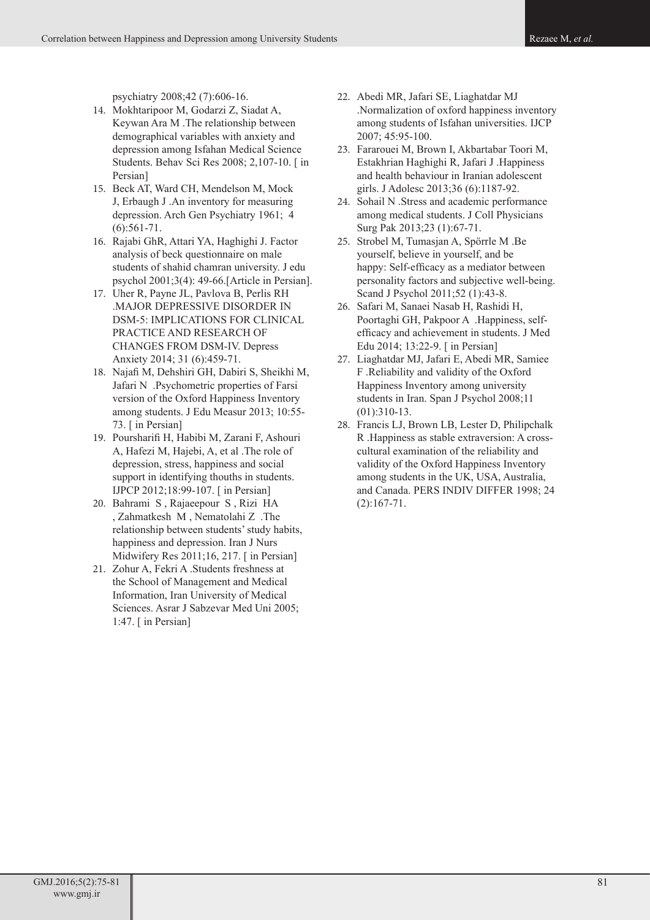psychiatry 2008;42 (7):606-16.

14. Mokhtaripoor M, Godarzi Z, Siadat A, Keywan Ara M .The relationship between demographical variables with anxiety and depression among Isfahan Medical Science Students. Behav Sci Res 2008; 2,107-10. [ in Persian]
15. Beck AT, Ward CH, Mendelson M, Mock J, Erbaugh J .An inventory for measuring depression. Arch Gen Psychiatry 1961; 4 (6):561-71.
16. Rajabi GhR, Attari YA, Haghighi J. Factor analysis of beck questionnaire on male students of shahid chamran university. J edu psychol 2001;3(4): 49-66.[Article in Persian].
17. Uher R, Payne JL, Pavlova B, Perlis RH .MAJOR DEPRESSIVE DISORDER IN DSM-5: IMPLICATIONS FOR CLINICAL PRACTICE AND RESEARCH OF CHANGES FROM DSM-IV. Depress Anxiety 2014; 31 (6):459-71.
18. Najafi M, Dehshiri GH, Dabiri S, Sheikhi M, Jafari N .Psychometric properties of Farsi version of the Oxford Happiness Inventory among students. J Edu Measur 2013; 10:55-73. [ in Persian]
19. Poursharifi H, Habibi M, Zarani F, Ashouri A, Hafezi M, Hajebi, A, et al .The role of depression, stress, happiness and social support in identifying thouths in students. IJPCP 2012;18:99-107. [ in Persian]
20. Bahrami S , Rajaeepour S , Rizi HA , Zahmatkesh M , Nematolahi Z .The relationship between students' study habits, happiness and depression. Iran J Nurs Midwifery Res 2011;16, 217. [ in Persian]
21. Zohur A, Fekri A .Students freshness at the School of Management and Medical Information, Iran University of Medical Sciences. Asrar J Sabzevar Med Uni 2005; 1:47. [ in Persian]
22. Abedi MR, Jafari SE, Liaghatdar MJ .Normalization of oxford happiness inventory among students of Isfahan universities. IJCP 2007; 45:95-100.
23. Fararouei M, Brown I, Akbartabar Toori M, Estakhrian Haghighi R, Jafari J .Happiness and health behaviour in Iranian adolescent girls. J Adolesc 2013;36 (6):1187-92.
24. Sohail N .Stress and academic performance among medical students. J Coll Physicians Surg Pak 2013;23 (1):67-71.
25. Strobel M, Tumasjan A, Spörrle M .Be yourself, believe in yourself, and be happy: Self-efficacy as a mediator between personality factors and subjective well-being. Scand J Psychol 2011;52 (1):43-8.
26. Safari M, Sanaei Nasab H, Rashidi H, Poortaghi GH, Pakpoor A .Happiness, self-efficacy and achievement in students. J Med Edu 2014; 13:22-9. [ in Persian]
27. Liaghatdar MJ, Jafari E, Abedi MR, Samiee F .Reliability and validity of the Oxford Happiness Inventory among university students in Iran. Span J Psychol 2008;11 (01):310-13.
28. Francis LJ, Brown LB, Lester D, Philipchalk R .Happiness as stable extraversion: A cross-cultural examination of the reliability and validity of the Oxford Happiness Inventory among students in the UK, USA, Australia, and Canada. PERS INDIV DIFFER 1998; 24 (2):167-71.